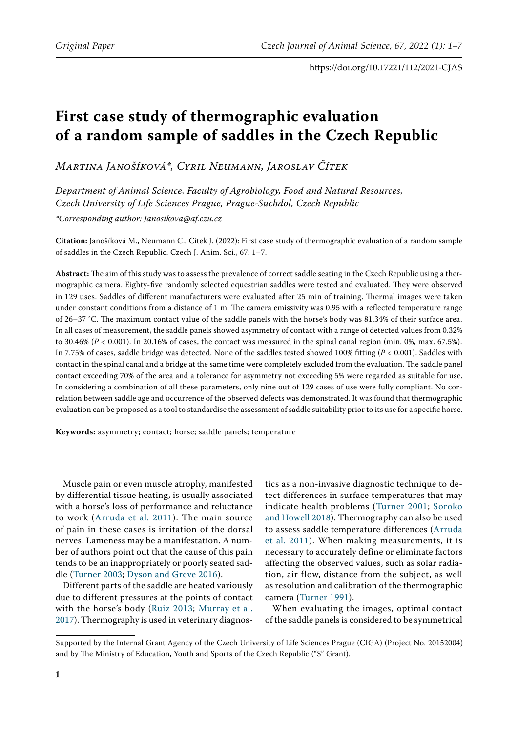# First case study of thermographic evaluation of a random sample of saddles in the Czech Republic

*Martina Janošíková\*, Cyril Neumann, Jaroslav Čítek*

*Department of Animal Science, Faculty of Agrobiology, Food and Natural Resources, Czech University of Life Sciences Prague, Prague-Suchdol, Czech Republic*

*\*Corresponding author: Janosikova@af.czu.cz*

**Citation:** Janošíková M., Neumann C., Čítek J. (2022): First case study of thermographic evaluation of a random sample of saddles in the Czech Republic. Czech J. Anim. Sci., 67: 1–7.

**Abstract:** The aim of this study was to assess the prevalence of correct saddle seating in the Czech Republic using a thermographic camera. Eighty-five randomly selected equestrian saddles were tested and evaluated. They were observed in 129 uses. Saddles of different manufacturers were evaluated after 25 min of training. Thermal images were taken under constant conditions from a distance of 1 m. The camera emissivity was 0.95 with a reflected temperature range of 26–37 °C. The maximum contact value of the saddle panels with the horse's body was 81.34% of their surface area. In all cases of measurement, the saddle panels showed asymmetry of contact with a range of detected values from 0.32% to 30.46% ($P < 0.001$). In 20.16% of cases, the contact was measured in the spinal canal region (min. 0%, max. 67.5%). In 7.75% of cases, saddle bridge was detected. None of the saddles tested showed 100% fitting ($P < 0.001$). Saddles with contact in the spinal canal and a bridge at the same time were completely excluded from the evaluation. The saddle panel contact exceeding 70% of the area and a tolerance for asymmetry not exceeding 5% were regarded as suitable for use. In considering a combination of all these parameters, only nine out of 129 cases of use were fully compliant. No correlation between saddle age and occurrence of the observed defects was demonstrated. It was found that thermographic evaluation can be proposed as a tool to standardise the assessment of saddle suitability prior to its use for a specific horse.

**Keywords:** asymmetry; contact; horse; saddle panels; temperature

Muscle pain or even muscle atrophy, manifested by differential tissue heating, is usually associated with a horse's loss of performance and reluctance to work (Arruda et al. 2011). The main source of pain in these cases is irritation of the dorsal nerves. Lameness may be a manifestation. A number of authors point out that the cause of this pain tends to be an inappropriately or poorly seated saddle (Turner 2003; Dyson and Greve 2016).

Different parts of the saddle are heated variously due to different pressures at the points of contact with the horse's body (Ruiz 2013; Murray et al. 2017). Thermography is used in veterinary diagnostics as a non-invasive diagnostic technique to detect differences in surface temperatures that may indicate health problems (Turner 2001; Soroko and Howell 2018). Thermography can also be used to assess saddle temperature differences (Arruda et al. 2011). When making measurements, it is necessary to accurately define or eliminate factors affecting the observed values, such as solar radiation, air flow, distance from the subject, as well as resolution and calibration of the thermographic camera (Turner 1991).

When evaluating the images, optimal contact of the saddle panels is considered to be symmetrical

Supported by the Internal Grant Agency of the Czech University of Life Sciences Prague (CIGA) (Project No. 20152004) and by The Ministry of Education, Youth and Sports of the Czech Republic ("S" Grant).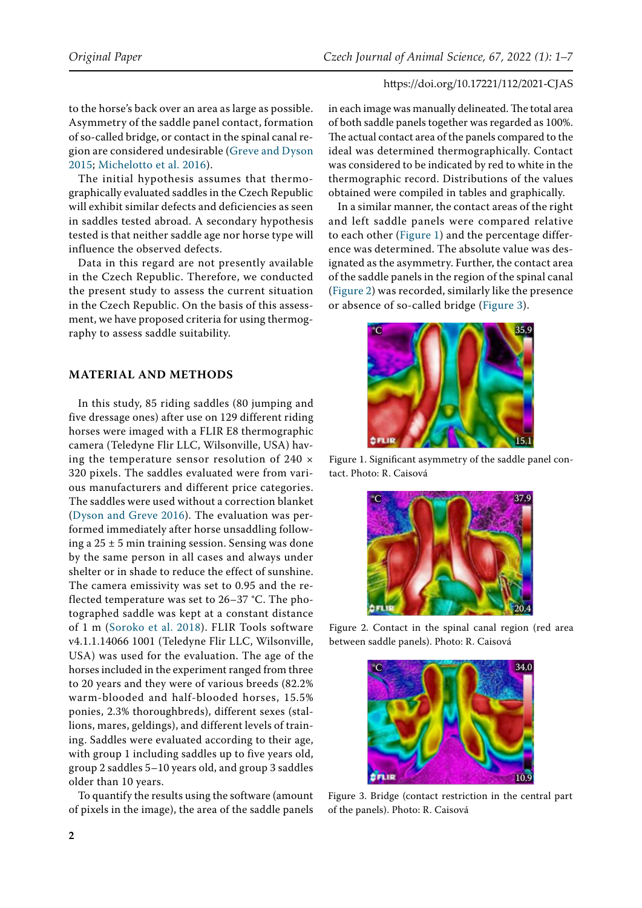to the horse's back over an area as large as possible. Asymmetry of the saddle panel contact, formation of so-called bridge, or contact in the spinal canal region are considered undesirable (Greve and Dyson 2015; Michelotto et al. 2016).

The initial hypothesis assumes that thermographically evaluated saddles in the Czech Republic will exhibit similar defects and deficiencies as seen in saddles tested abroad. A secondary hypothesis tested is that neither saddle age nor horse type will influence the observed defects.

Data in this regard are not presently available in the Czech Republic. Therefore, we conducted the present study to assess the current situation in the Czech Republic. On the basis of this assessment, we have proposed criteria for using thermography to assess saddle suitability.

## MATERIAL AND METHODS

In this study, 85 riding saddles (80 jumping and five dressage ones) after use on 129 different riding horses were imaged with a FLIR E8 thermographic camera (Teledyne Flir LLC, Wilsonville, USA) having the temperature sensor resolution of 240 × 320 pixels. The saddles evaluated were from various manufacturers and different price categories. The saddles were used without a correction blanket (Dyson and Greve 2016). The evaluation was performed immediately after horse unsaddling following a 25 ± 5 min training session. Sensing was done by the same person in all cases and always under shelter or in shade to reduce the effect of sunshine. The camera emissivity was set to 0.95 and the reflected temperature was set to 26–37 °C. The photographed saddle was kept at a constant distance of 1 m (Soroko et al. 2018). FLIR Tools software v4.1.1.14066 1001 (Teledyne Flir LLC, Wilsonville, USA) was used for the evaluation. The age of the horses included in the experiment ranged from three to 20 years and they were of various breeds (82.2% warm-blooded and half-blooded horses, 15.5% ponies, 2.3% thoroughbreds), different sexes (stallions, mares, geldings), and different levels of training. Saddles were evaluated according to their age, with group 1 including saddles up to five years old, group 2 saddles 5–10 years old, and group 3 saddles older than 10 years.

To quantify the results using the software (amount of pixels in the image), the area of the saddle panels in each image was manually delineated. The total area of both saddle panels together was regarded as 100%. The actual contact area of the panels compared to the ideal was determined thermographically. Contact was considered to be indicated by red to white in the thermographic record. Distributions of the values obtained were compiled in tables and graphically.

In a similar manner, the contact areas of the right and left saddle panels were compared relative to each other (Figure 1) and the percentage difference was determined. The absolute value was designated as the asymmetry. Further, the contact area of the saddle panels in the region of the spinal canal (Figure 2) was recorded, similarly like the presence or absence of so-called bridge (Figure 3).

Figure 1. Significant asymmetry of the saddle panel contact. Photo: R. Caisová

Figure 2. Contact in the spinal canal region (red area between saddle panels). Photo: R. Caisová

Figure 3. Bridge (contact restriction in the central part of the panels). Photo: R. Caisová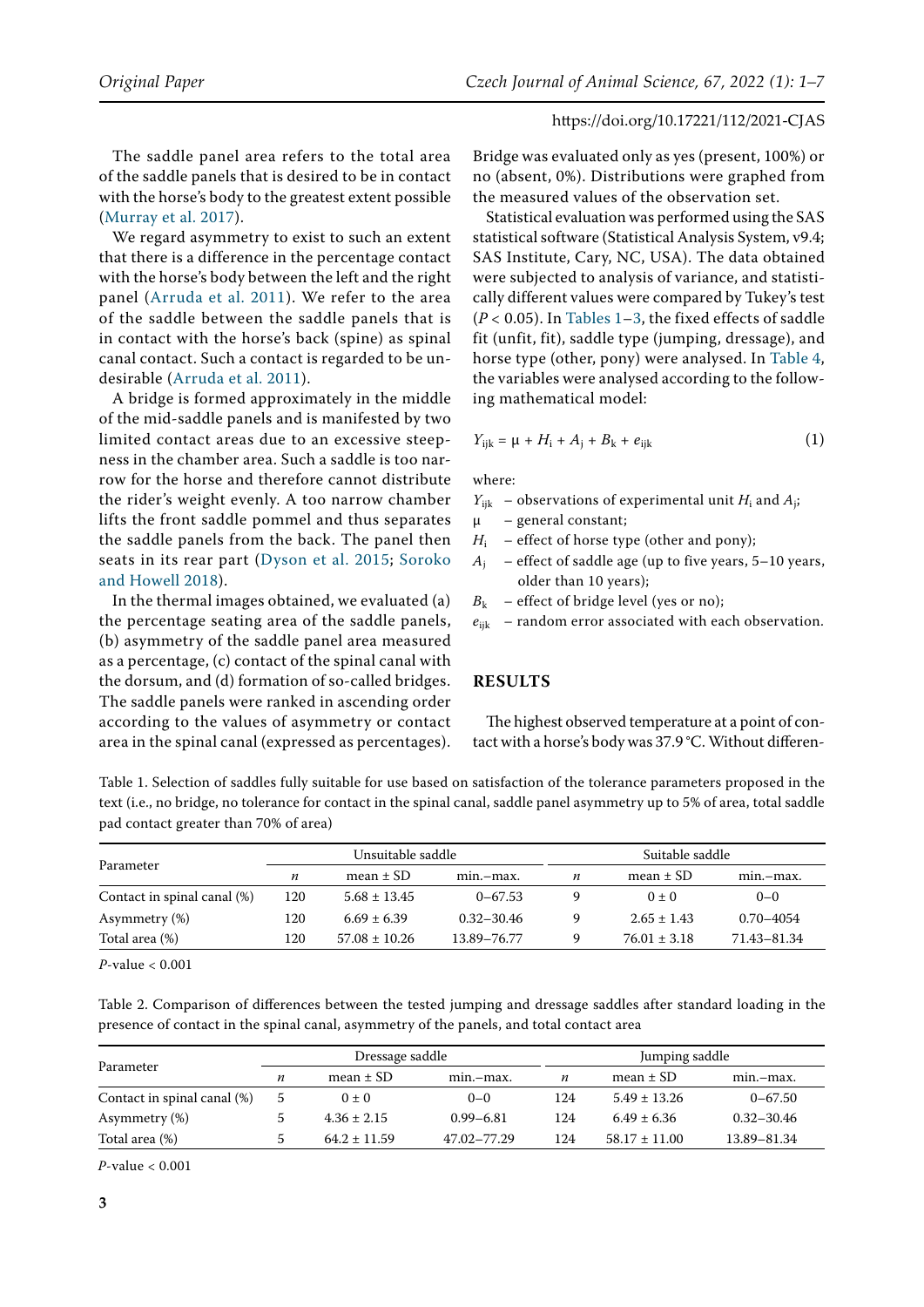The saddle panel area refers to the total area of the saddle panels that is desired to be in contact with the horse's body to the greatest extent possible (Murray et al. 2017).

We regard asymmetry to exist to such an extent that there is a difference in the percentage contact with the horse's body between the left and the right panel (Arruda et al. 2011). We refer to the area of the saddle between the saddle panels that is in contact with the horse's back (spine) as spinal canal contact. Such a contact is regarded to be undesirable (Arruda et al. 2011).

A bridge is formed approximately in the middle of the mid-saddle panels and is manifested by two limited contact areas due to an excessive steepness in the chamber area. Such a saddle is too narrow for the horse and therefore cannot distribute the rider's weight evenly. A too narrow chamber lifts the front saddle pommel and thus separates the saddle panels from the back. The panel then seats in its rear part (Dyson et al. 2015; Soroko and Howell 2018).

In the thermal images obtained, we evaluated (a) the percentage seating area of the saddle panels, (b) asymmetry of the saddle panel area measured as a percentage, (c) contact of the spinal canal with the dorsum, and (d) formation of so-called bridges. The saddle panels were ranked in ascending order according to the values of asymmetry or contact area in the spinal canal (expressed as percentages). Bridge was evaluated only as yes (present, 100%) or no (absent, 0%). Distributions were graphed from the measured values of the observation set.

Statistical evaluation was performed using the SAS statistical software (Statistical Analysis System, v9.4; SAS Institute, Cary, NC, USA). The data obtained were subjected to analysis of variance, and statistically different values were compared by Tukey's test ($P < 0.05$). In Tables 1–3, the fixed effects of saddle fit (unfit, fit), saddle type (jumping, dressage), and horse type (other, pony) were analysed. In Table 4, the variables were analysed according to the following mathematical model:

$$Y_{ijk} = \mu + H_i + A_j + B_k + e_{ijk} \qquad (1)$$

where:

- $Y_{ijk}$ – observations of experimental unit $H_i$ and $A_j$;
- $\mu$ – general constant;
- $H_i$ – effect of horse type (other and pony);
- $A_j$ – effect of saddle age (up to five years, 5–10 years, older than 10 years);
- $B_k$ – effect of bridge level (yes or no);
- $e_{ijk}$ – random error associated with each observation.

## RESULTS

The highest observed temperature at a point of contact with a horse's body was 37.9 °C. Without differen-

Table 1. Selection of saddles fully suitable for use based on satisfaction of the tolerance parameters proposed in the text (i.e., no bridge, no tolerance for contact in the spinal canal, saddle panel asymmetry up to 5% of area, total saddle pad contact greater than 70% of area)

| Parameter | Unsuitable saddle | | | Suitable saddle | | |
|---|---|---|---|---|---|---|
| | $n$ | mean ± SD | min.–max. | $n$ | mean ± SD | min.–max. |
| Contact in spinal canal (%) | 120 | 5.68 ± 13.45 | 0–67.53 | 9 | 0 ± 0 | 0–0 |
| Asymmetry (%) | 120 | 6.69 ± 6.39 | 0.32–30.46 | 9 | 2.65 ± 1.43 | 0.70–4054 |
| Total area (%) | 120 | 57.08 ± 10.26 | 13.89–76.77 | 9 | 76.01 ± 3.18 | 71.43–81.34 |

$P$-value < 0.001

Table 2. Comparison of differences between the tested jumping and dressage saddles after standard loading in the presence of contact in the spinal canal, asymmetry of the panels, and total contact area

| Parameter | Dressage saddle | | | Jumping saddle | | |
|---|---|---|---|---|---|---|
| | $n$ | mean ± SD | min.–max. | $n$ | mean ± SD | min.–max. |
| Contact in spinal canal (%) | 5 | 0 ± 0 | 0–0 | 124 | 5.49 ± 13.26 | 0–67.50 |
| Asymmetry (%) | 5 | 4.36 ± 2.15 | 0.99–6.81 | 124 | 6.49 ± 6.36 | 0.32–30.46 |
| Total area (%) | 5 | 64.2 ± 11.59 | 47.02–77.29 | 124 | 58.17 ± 11.00 | 13.89–81.34 |

$P$-value < 0.001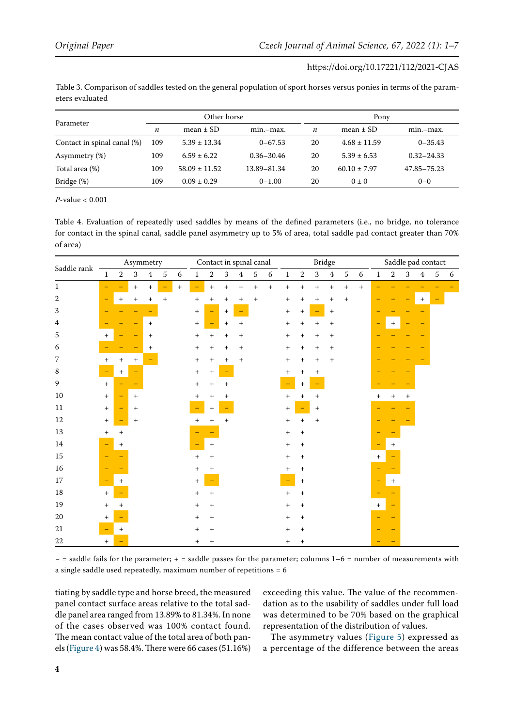Table 3. Comparison of saddles tested on the general population of sport horses versus ponies in terms of the parameters evaluated

| Parameter | Other horse | | | Pony | | |
|---|---|---|---|---|---|---|
| | *n* | mean ± SD | min.–max. | *n* | mean ± SD | min.–max. |
| Contact in spinal canal (%) | 109 | 5.39 ± 13.34 | 0–67.53 | 20 | 4.68 ± 11.59 | 0–35.43 |
| Asymmetry (%) | 109 | 6.59 ± 6.22 | 0.36–30.46 | 20 | 5.39 ± 6.53 | 0.32–24.33 |
| Total area (%) | 109 | 58.09 ± 11.52 | 13.89–81.34 | 20 | 60.10 ± 7.97 | 47.85–75.23 |
| Bridge (%) | 109 | 0.09 ± 0.29 | 0–1.00 | 20 | 0 ± 0 | 0–0 |

*P*-value < 0.001

Table 4. Evaluation of repeatedly used saddles by means of the defined parameters (i.e., no bridge, no tolerance for contact in the spinal canal, saddle panel asymmetry up to 5% of area, total saddle pad contact greater than 70% of area)

| Saddle rank | Asymmetry | | | | | | Contact in spinal canal | | | | | | Bridge | | | | | | Saddle pad contact | | | | | |
|---|---|---|---|---|---|---|---|---|---|---|---|---|---|---|---|---|---|---|---|---|---|---|---|---|
| | 1 | 2 | 3 | 4 | 5 | 6 | 1 | 2 | 3 | 4 | 5 | 6 | 1 | 2 | 3 | 4 | 5 | 6 | 1 | 2 | 3 | 4 | 5 | 6 |
| 1 | – | – | + | + | – | + | – | + | + | + | + | + | + | + | + | + | + | + | – | – | – | – | – | – |
| 2 | – | + | + | + | + | | + | + | + | + | + | | + | + | + | + | + | | – | – | – | + | – | |
| 3 | – | – | – | – | | | + | – | + | – | | | + | + | – | + | | | – | – | – | – | | |
| 4 | – | – | – | + | | | + | – | + | + | | | + | + | + | + | | | – | + | – | – | | |
| 5 | + | – | – | + | | | + | + | + | + | | | + | + | + | + | | | – | – | – | – | | |
| 6 | – | – | – | + | | | + | + | + | + | | | + | + | + | + | | | – | – | – | – | | |
| 7 | + | + | + | – | | | + | + | + | + | | | + | + | + | + | | | – | – | – | – | | |
| 8 | – | + | – | | | | + | + | – | | | | + | + | + | | | | – | – | – | | | |
| 9 | + | – | – | | | | + | + | + | | | | – | + | – | | | | – | – | – | | | |
| 10 | + | – | + | | | | + | + | + | | | | + | + | + | | | | + | + | + | | | |
| 11 | + | – | + | | | | – | + | – | | | | + | – | + | | | | – | – | – | | | |
| 12 | + | – | + | | | | + | + | + | | | | + | + | + | | | | – | – | – | | | |
| 13 | + | + | | | | | – | – | | | | | + | + | | | | | – | – | | | | |
| 14 | – | + | | | | | – | + | | | | | + | + | | | | | – | + | | | | |
| 15 | – | – | | | | | + | + | | | | | + | + | | | | | + | – | | | | |
| 16 | – | – | | | | | + | + | | | | | + | + | | | | | – | – | | | | |
| 17 | – | + | | | | | + | – | | | | | – | + | | | | | – | + | | | | |
| 18 | + | – | | | | | + | + | | | | | + | + | | | | | – | – | | | | |
| 19 | + | + | | | | | + | + | | | | | + | + | | | | | + | – | | | | |
| 20 | + | – | | | | | + | + | | | | | + | + | | | | | – | – | | | | |
| 21 | – | + | | | | | + | + | | | | | + | + | | | | | – | – | | | | |
| 22 | + | – | | | | | + | + | | | | | + | + | | | | | – | – | | | | |

– = saddle fails for the parameter; + = saddle passes for the parameter; columns 1–6 = number of measurements with a single saddle used repeatedly, maximum number of repetitions = 6

tiating by saddle type and horse breed, the measured panel contact surface areas relative to the total saddle panel area ranged from 13.89% to 81.34%. In none of the cases observed was 100% contact found. The mean contact value of the total area of both panels (Figure 4) was 58.4%. There were 66 cases (51.16%) exceeding this value. The value of the recommendation as to the usability of saddles under full load was determined to be 70% based on the graphical representation of the distribution of values.

The asymmetry values (Figure 5) expressed as a percentage of the difference between the areas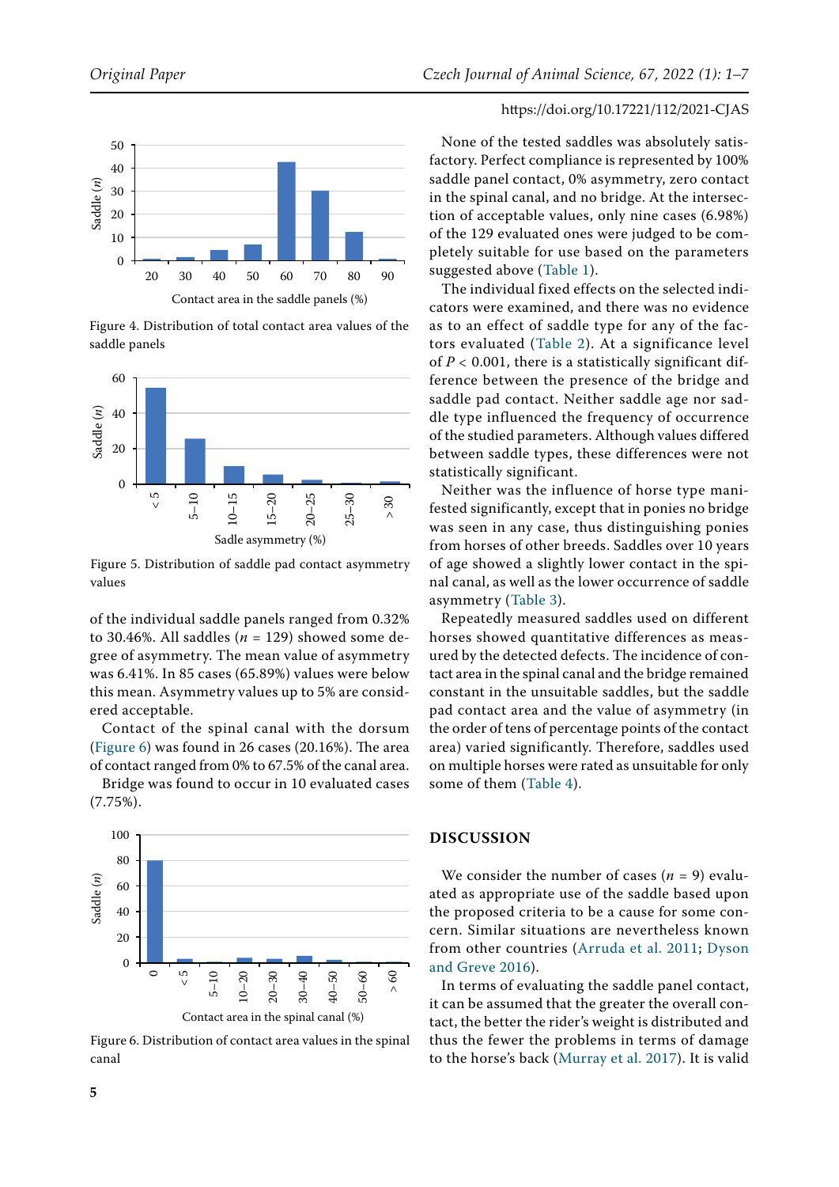Figure 4. Distribution of total contact area values of the saddle panels

Figure 5. Distribution of saddle pad contact asymmetry values

of the individual saddle panels ranged from 0.32% to 30.46%. All saddles ($n$ = 129) showed some degree of asymmetry. The mean value of asymmetry was 6.41%. In 85 cases (65.89%) values were below this mean. Asymmetry values up to 5% are considered acceptable.

Contact of the spinal canal with the dorsum (Figure 6) was found in 26 cases (20.16%). The area of contact ranged from 0% to 67.5% of the canal area.

Bridge was found to occur in 10 evaluated cases (7.75%).

Figure 6. Distribution of contact area values in the spinal canal

None of the tested saddles was absolutely satisfactory. Perfect compliance is represented by 100% saddle panel contact, 0% asymmetry, zero contact in the spinal canal, and no bridge. At the intersection of acceptable values, only nine cases (6.98%) of the 129 evaluated ones were judged to be completely suitable for use based on the parameters suggested above (Table 1).

The individual fixed effects on the selected indicators were examined, and there was no evidence as to an effect of saddle type for any of the factors evaluated (Table 2). At a significance level of $P < 0.001$, there is a statistically significant difference between the presence of the bridge and saddle pad contact. Neither saddle age nor saddle type influenced the frequency of occurrence of the studied parameters. Although values differed between saddle types, these differences were not statistically significant.

Neither was the influence of horse type manifested significantly, except that in ponies no bridge was seen in any case, thus distinguishing ponies from horses of other breeds. Saddles over 10 years of age showed a slightly lower contact in the spinal canal, as well as the lower occurrence of saddle asymmetry (Table 3).

Repeatedly measured saddles used on different horses showed quantitative differences as measured by the detected defects. The incidence of contact area in the spinal canal and the bridge remained constant in the unsuitable saddles, but the saddle pad contact area and the value of asymmetry (in the order of tens of percentage points of the contact area) varied significantly. Therefore, saddles used on multiple horses were rated as unsuitable for only some of them (Table 4).

## DISCUSSION

We consider the number of cases ($n$ = 9) evaluated as appropriate use of the saddle based upon the proposed criteria to be a cause for some concern. Similar situations are nevertheless known from other countries (Arruda et al. 2011; Dyson and Greve 2016).

In terms of evaluating the saddle panel contact, it can be assumed that the greater the overall contact, the better the rider's weight is distributed and thus the fewer the problems in terms of damage to the horse's back (Murray et al. 2017). It is valid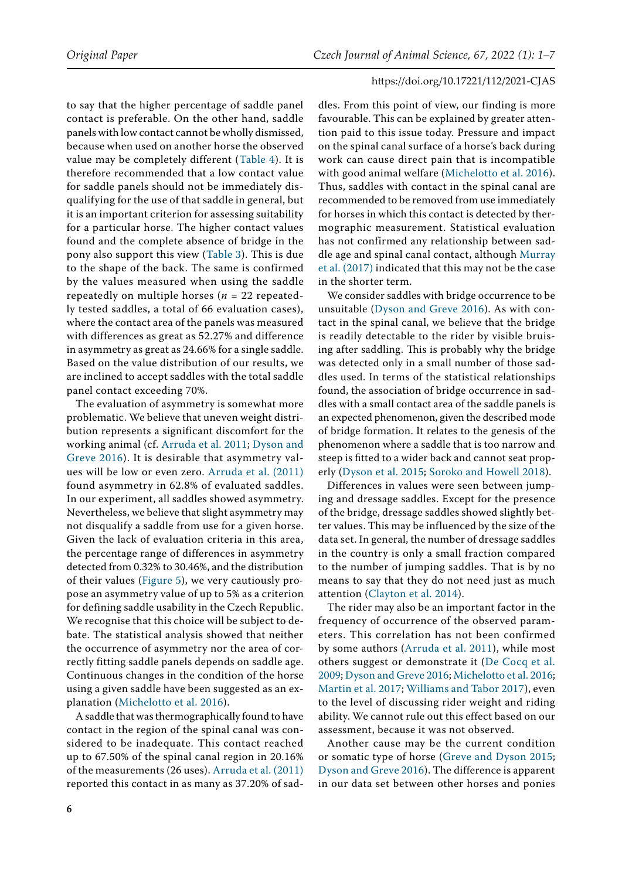to say that the higher percentage of saddle panel contact is preferable. On the other hand, saddle panels with low contact cannot be wholly dismissed, because when used on another horse the observed value may be completely different (Table 4). It is therefore recommended that a low contact value for saddle panels should not be immediately disqualifying for the use of that saddle in general, but it is an important criterion for assessing suitability for a particular horse. The higher contact values found and the complete absence of bridge in the pony also support this view (Table 3). This is due to the shape of the back. The same is confirmed by the values measured when using the saddle repeatedly on multiple horses ($n$ = 22 repeatedly tested saddles, a total of 66 evaluation cases), where the contact area of the panels was measured with differences as great as 52.27% and difference in asymmetry as great as 24.66% for a single saddle. Based on the value distribution of our results, we are inclined to accept saddles with the total saddle panel contact exceeding 70%.

The evaluation of asymmetry is somewhat more problematic. We believe that uneven weight distribution represents a significant discomfort for the working animal (cf. Arruda et al. 2011; Dyson and Greve 2016). It is desirable that asymmetry values will be low or even zero. Arruda et al. (2011) found asymmetry in 62.8% of evaluated saddles. In our experiment, all saddles showed asymmetry. Nevertheless, we believe that slight asymmetry may not disqualify a saddle from use for a given horse. Given the lack of evaluation criteria in this area, the percentage range of differences in asymmetry detected from 0.32% to 30.46%, and the distribution of their values (Figure 5), we very cautiously propose an asymmetry value of up to 5% as a criterion for defining saddle usability in the Czech Republic. We recognise that this choice will be subject to debate. The statistical analysis showed that neither the occurrence of asymmetry nor the area of correctly fitting saddle panels depends on saddle age. Continuous changes in the condition of the horse using a given saddle have been suggested as an explanation (Michelotto et al. 2016).

A saddle that was thermographically found to have contact in the region of the spinal canal was considered to be inadequate. This contact reached up to 67.50% of the spinal canal region in 20.16% of the measurements (26 uses). Arruda et al. (2011) reported this contact in as many as 37.20% of saddles. From this point of view, our finding is more favourable. This can be explained by greater attention paid to this issue today. Pressure and impact on the spinal canal surface of a horse's back during work can cause direct pain that is incompatible with good animal welfare (Michelotto et al. 2016). Thus, saddles with contact in the spinal canal are recommended to be removed from use immediately for horses in which this contact is detected by thermographic measurement. Statistical evaluation has not confirmed any relationship between saddle age and spinal canal contact, although Murray et al. (2017) indicated that this may not be the case in the shorter term.

We consider saddles with bridge occurrence to be unsuitable (Dyson and Greve 2016). As with contact in the spinal canal, we believe that the bridge is readily detectable to the rider by visible bruising after saddling. This is probably why the bridge was detected only in a small number of those saddles used. In terms of the statistical relationships found, the association of bridge occurrence in saddles with a small contact area of the saddle panels is an expected phenomenon, given the described mode of bridge formation. It relates to the genesis of the phenomenon where a saddle that is too narrow and steep is fitted to a wider back and cannot seat properly (Dyson et al. 2015; Soroko and Howell 2018).

Differences in values were seen between jumping and dressage saddles. Except for the presence of the bridge, dressage saddles showed slightly better values. This may be influenced by the size of the data set. In general, the number of dressage saddles in the country is only a small fraction compared to the number of jumping saddles. That is by no means to say that they do not need just as much attention (Clayton et al. 2014).

The rider may also be an important factor in the frequency of occurrence of the observed parameters. This correlation has not been confirmed by some authors (Arruda et al. 2011), while most others suggest or demonstrate it (De Cocq et al. 2009; Dyson and Greve 2016; Michelotto et al. 2016; Martin et al. 2017; Williams and Tabor 2017), even to the level of discussing rider weight and riding ability. We cannot rule out this effect based on our assessment, because it was not observed.

Another cause may be the current condition or somatic type of horse (Greve and Dyson 2015; Dyson and Greve 2016). The difference is apparent in our data set between other horses and ponies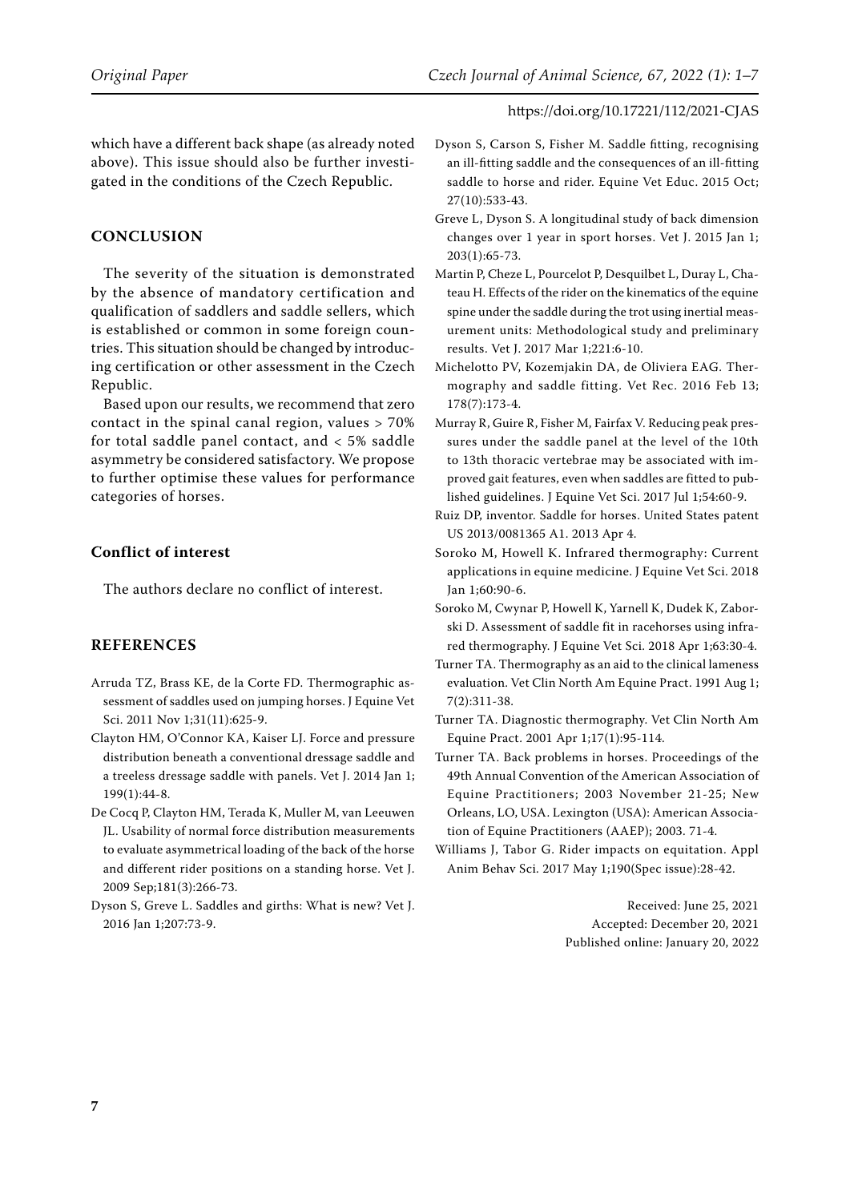which have a different back shape (as already noted above). This issue should also be further investigated in the conditions of the Czech Republic.

## CONCLUSION

The severity of the situation is demonstrated by the absence of mandatory certification and qualification of saddlers and saddle sellers, which is established or common in some foreign countries. This situation should be changed by introducing certification or other assessment in the Czech Republic.

Based upon our results, we recommend that zero contact in the spinal canal region, values > 70% for total saddle panel contact, and < 5% saddle asymmetry be considered satisfactory. We propose to further optimise these values for performance categories of horses.

### Conflict of interest

The authors declare no conflict of interest.

## REFERENCES

Arruda TZ, Brass KE, de la Corte FD. Thermographic assessment of saddles used on jumping horses. J Equine Vet Sci. 2011 Nov 1;31(11):625-9.

Clayton HM, O'Connor KA, Kaiser LJ. Force and pressure distribution beneath a conventional dressage saddle and a treeless dressage saddle with panels. Vet J. 2014 Jan 1; 199(1):44-8.

De Cocq P, Clayton HM, Terada K, Muller M, van Leeuwen JL. Usability of normal force distribution measurements to evaluate asymmetrical loading of the back of the horse and different rider positions on a standing horse. Vet J. 2009 Sep;181(3):266-73.

Dyson S, Greve L. Saddles and girths: What is new? Vet J. 2016 Jan 1;207:73-9.

Dyson S, Carson S, Fisher M. Saddle fitting, recognising an ill-fitting saddle and the consequences of an ill-fitting saddle to horse and rider. Equine Vet Educ. 2015 Oct; 27(10):533-43.

Greve L, Dyson S. A longitudinal study of back dimension changes over 1 year in sport horses. Vet J. 2015 Jan 1; 203(1):65-73.

Martin P, Cheze L, Pourcelot P, Desquilbet L, Duray L, Chateau H. Effects of the rider on the kinematics of the equine spine under the saddle during the trot using inertial measurement units: Methodological study and preliminary results. Vet J. 2017 Mar 1;221:6-10.

Michelotto PV, Kozemjakin DA, de Oliviera EAG. Thermography and saddle fitting. Vet Rec. 2016 Feb 13; 178(7):173-4.

Murray R, Guire R, Fisher M, Fairfax V. Reducing peak pressures under the saddle panel at the level of the 10th to 13th thoracic vertebrae may be associated with improved gait features, even when saddles are fitted to published guidelines. J Equine Vet Sci. 2017 Jul 1;54:60-9.

Ruiz DP, inventor. Saddle for horses. United States patent US 2013/0081365 A1. 2013 Apr 4.

Soroko M, Howell K. Infrared thermography: Current applications in equine medicine. J Equine Vet Sci. 2018 Jan 1;60:90-6.

Soroko M, Cwynar P, Howell K, Yarnell K, Dudek K, Zaborski D. Assessment of saddle fit in racehorses using infrared thermography. J Equine Vet Sci. 2018 Apr 1;63:30-4.

Turner TA. Thermography as an aid to the clinical lameness evaluation. Vet Clin North Am Equine Pract. 1991 Aug 1; 7(2):311-38.

Turner TA. Diagnostic thermography. Vet Clin North Am Equine Pract. 2001 Apr 1;17(1):95-114.

Turner TA. Back problems in horses. Proceedings of the 49th Annual Convention of the American Association of Equine Practitioners; 2003 November 21-25; New Orleans, LO, USA. Lexington (USA): American Association of Equine Practitioners (AAEP); 2003. 71-4.

Williams J, Tabor G. Rider impacts on equitation. Appl Anim Behav Sci. 2017 May 1;190(Spec issue):28-42.

Received: June 25, 2021
Accepted: December 20, 2021
Published online: January 20, 2022